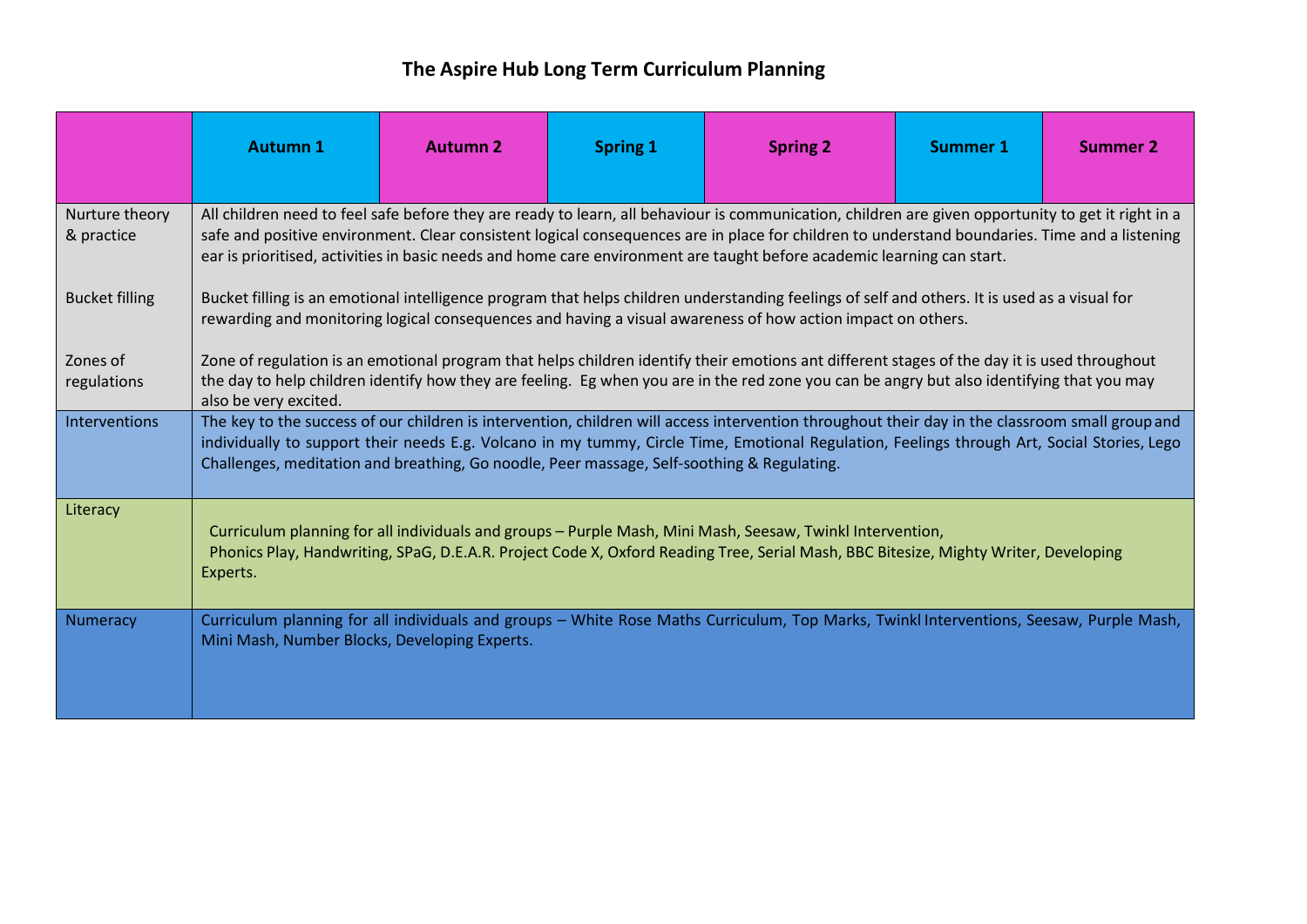# The Aspire Hub Long Term Curriculum Planning

| | Autumn 1 | Autumn 2 | Spring 1 | Spring 2 | Summer 1 | Summer 2 |
|---|---|---|---|---|---|---|
| Nurture theory & practice | All children need to feel safe before they are ready to learn, all behaviour is communication, children are given opportunity to get it right in a safe and positive environment. Clear consistent logical consequences are in place for children to understand boundaries. Time and a listening ear is prioritised, activities in basic needs and home care environment are taught before academic learning can start. | | | | | |
| Bucket filling | Bucket filling is an emotional intelligence program that helps children understanding feelings of self and others. It is used as a visual for rewarding and monitoring logical consequences and having a visual awareness of how action impact on others. | | | | | |
| Zones of regulations | Zone of regulation is an emotional program that helps children identify their emotions ant different stages of the day it is used throughout the day to help children identify how they are feeling. Eg when you are in the red zone you can be angry but also identifying that you may also be very excited. | | | | | |
| Interventions | The key to the success of our children is intervention, children will access intervention throughout their day in the classroom small group and individually to support their needs E.g. Volcano in my tummy, Circle Time, Emotional Regulation, Feelings through Art, Social Stories, Lego Challenges, meditation and breathing, Go noodle, Peer massage, Self-soothing & Regulating. | | | | | |
| Literacy | Curriculum planning for all individuals and groups – Purple Mash, Mini Mash, Seesaw, Twinkl Intervention, Phonics Play, Handwriting, SPaG, D.E.A.R. Project Code X, Oxford Reading Tree, Serial Mash, BBC Bitesize, Mighty Writer, Developing Experts. | | | | | |
| Numeracy | Curriculum planning for all individuals and groups – White Rose Maths Curriculum, Top Marks, Twinkl Interventions, Seesaw, Purple Mash, Mini Mash, Number Blocks, Developing Experts. | | | | | |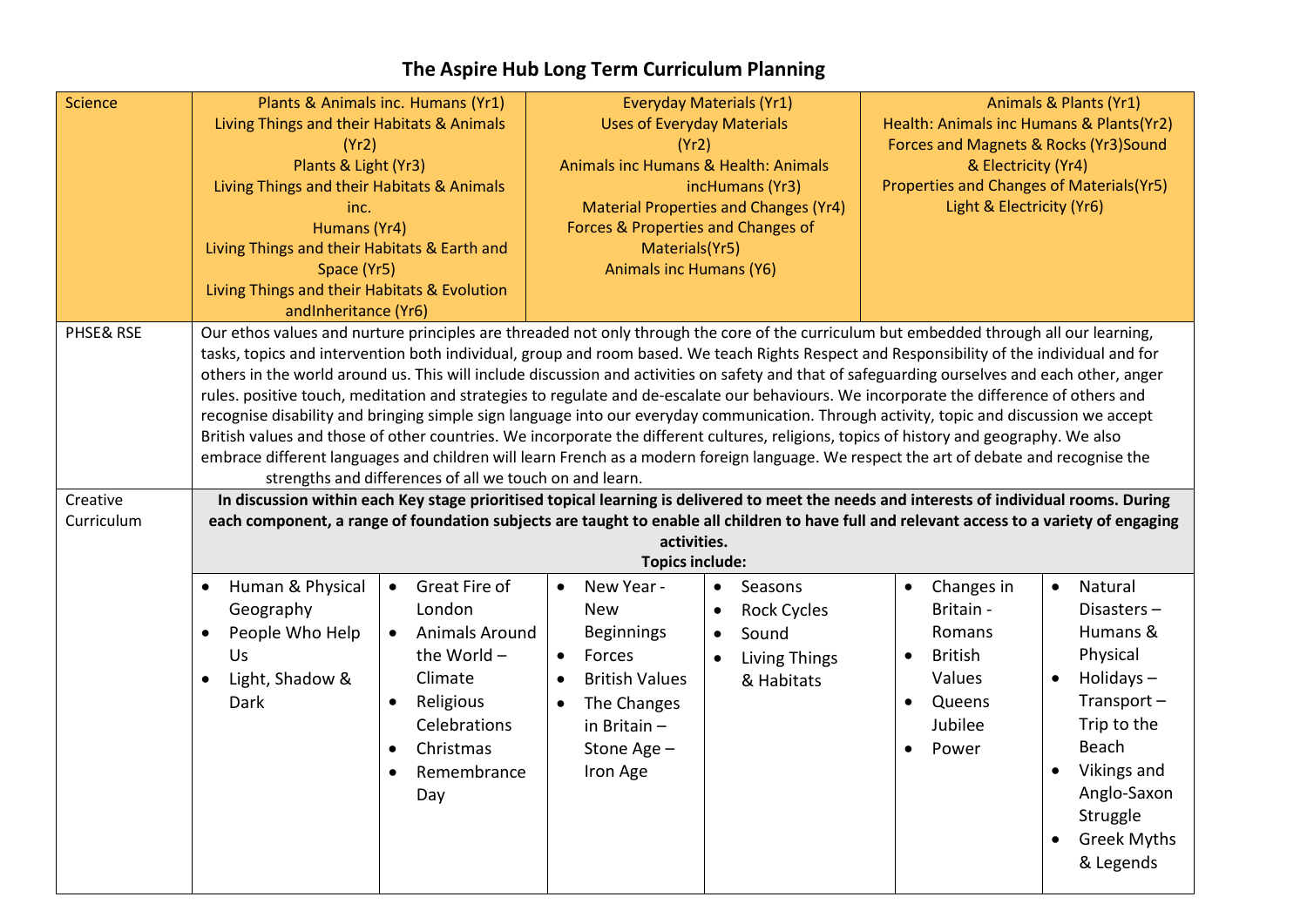# The Aspire Hub Long Term Curriculum Planning

| | | | | | | |
|---|---|---|---|---|---|---|
| Science | Plants & Animals inc. Humans (Yr1)<br>Living Things and their Habitats & Animals (Yr2)<br>Plants & Light (Yr3)<br>Living Things and their Habitats & Animals inc. Humans (Yr4)<br>Living Things and their Habitats & Earth and Space (Yr5)<br>Living Things and their Habitats & Evolution andInheritance (Yr6) | | Everyday Materials (Yr1)<br>Uses of Everyday Materials (Yr2)<br>Animals inc Humans & Health: Animals incHumans (Yr3)<br>Material Properties and Changes (Yr4)<br>Forces & Properties and Changes of Materials(Yr5)<br>Animals inc Humans (Y6) | | Animals & Plants (Yr1)<br>Health: Animals inc Humans & Plants(Yr2)<br>Forces and Magnets & Rocks (Yr3)Sound & Electricity (Yr4)<br>Properties and Changes of Materials(Yr5)<br>Light & Electricity (Yr6) | |
| PHSE& RSE | Our ethos values and nurture principles are threaded not only through the core of the curriculum but embedded through all our learning, tasks, topics and intervention both individual, group and room based. We teach Rights Respect and Responsibility of the individual and for others in the world around us. This will include discussion and activities on safety and that of safeguarding ourselves and each other, anger rules. positive touch, meditation and strategies to regulate and de-escalate our behaviours. We incorporate the difference of others and recognise disability and bringing simple sign language into our everyday communication. Through activity, topic and discussion we accept British values and those of other countries. We incorporate the different cultures, religions, topics of history and geography. We also embrace different languages and children will learn French as a modern foreign language. We respect the art of debate and recognise the strengths and differences of all we touch on and learn. | | | | | |
| Creative Curriculum | **In discussion within each Key stage prioritised topical learning is delivered to meet the needs and interests of individual rooms. During each component, a range of foundation subjects are taught to enable all children to have full and relevant access to a variety of engaging activities.**<br>**Topics include:** | | | | | |
| | • Human & Physical Geography<br>• People Who Help Us<br>• Light, Shadow & Dark | • Great Fire of London<br>• Animals Around the World – Climate<br>• Religious Celebrations<br>• Christmas<br>• Remembrance Day | • New Year - New Beginnings<br>• Forces<br>• British Values<br>• The Changes in Britain – Stone Age – Iron Age | • Seasons<br>• Rock Cycles<br>• Sound<br>• Living Things & Habitats | • Changes in Britain - Romans<br>• British Values<br>• Queens Jubilee<br>• Power | • Natural Disasters – Humans & Physical<br>• Holidays – Transport – Trip to the Beach<br>• Vikings and Anglo-Saxon Struggle<br>• Greek Myths & Legends |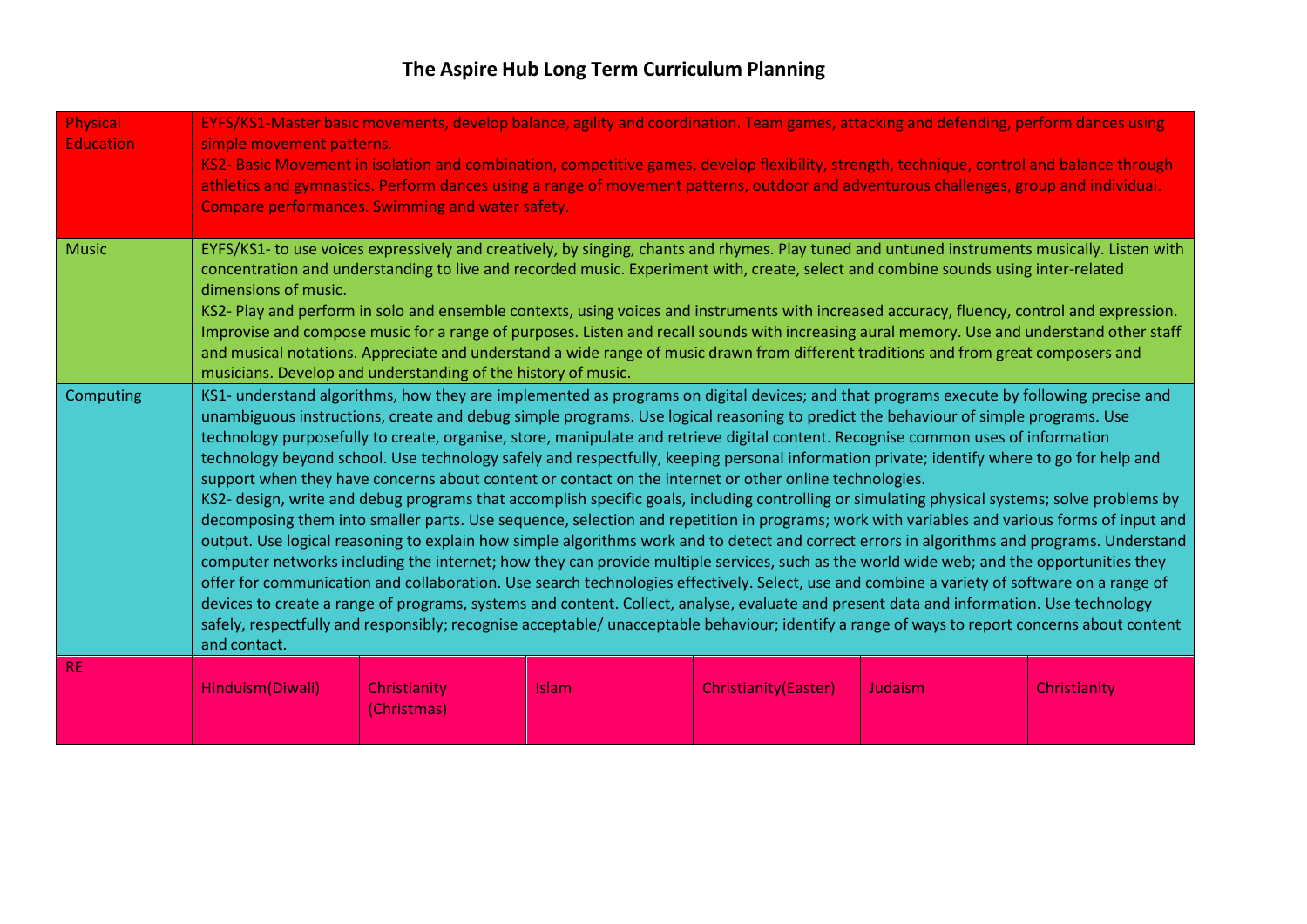# The Aspire Hub Long Term Curriculum Planning

| | | | | | | |
|---|---|---|---|---|---|---|
| Physical Education | EYFS/KS1-Master basic movements, develop balance, agility and coordination. Team games, attacking and defending, perform dances using simple movement patterns.<br>KS2- Basic Movement in isolation and combination, competitive games, develop flexibility, strength, technique, control and balance through athletics and gymnastics. Perform dances using a range of movement patterns, outdoor and adventurous challenges, group and individual. Compare performances. Swimming and water safety. | | | | | |
| Music | EYFS/KS1- to use voices expressively and creatively, by singing, chants and rhymes. Play tuned and untuned instruments musically. Listen with concentration and understanding to live and recorded music. Experiment with, create, select and combine sounds using inter-related dimensions of music.<br>KS2- Play and perform in solo and ensemble contexts, using voices and instruments with increased accuracy, fluency, control and expression. Improvise and compose music for a range of purposes. Listen and recall sounds with increasing aural memory. Use and understand other staff and musical notations. Appreciate and understand a wide range of music drawn from different traditions and from great composers and musicians. Develop and understanding of the history of music. | | | | | |
| Computing | KS1- understand algorithms, how they are implemented as programs on digital devices; and that programs execute by following precise and unambiguous instructions, create and debug simple programs. Use logical reasoning to predict the behaviour of simple programs. Use technology purposefully to create, organise, store, manipulate and retrieve digital content. Recognise common uses of information technology beyond school. Use technology safely and respectfully, keeping personal information private; identify where to go for help and support when they have concerns about content or contact on the internet or other online technologies.<br>KS2- design, write and debug programs that accomplish specific goals, including controlling or simulating physical systems; solve problems by decomposing them into smaller parts. Use sequence, selection and repetition in programs; work with variables and various forms of input and output. Use logical reasoning to explain how simple algorithms work and to detect and correct errors in algorithms and programs. Understand computer networks including the internet; how they can provide multiple services, such as the world wide web; and the opportunities they offer for communication and collaboration. Use search technologies effectively. Select, use and combine a variety of software on a range of devices to create a range of programs, systems and content. Collect, analyse, evaluate and present data and information. Use technology safely, respectfully and responsibly; recognise acceptable/ unacceptable behaviour; identify a range of ways to report concerns about content and contact. | | | | | |
| RE | Hinduism(Diwali) | Christianity (Christmas) | Islam | Christianity(Easter) | Judaism | Christianity |